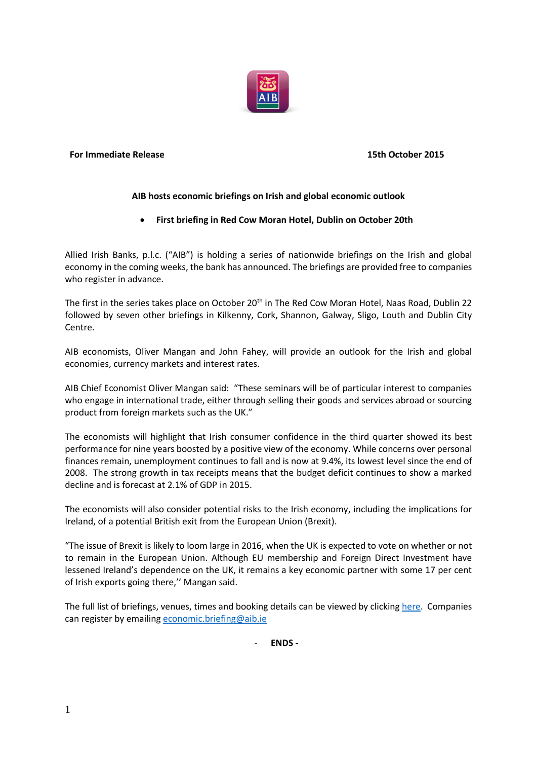**For Immediate Release** **15th October 2015**

**AIB hosts economic briefings on Irish and global economic outlook**

- **First briefing in Red Cow Moran Hotel, Dublin on October 20th**

Allied Irish Banks, p.l.c. ("AIB") is holding a series of nationwide briefings on the Irish and global economy in the coming weeks, the bank has announced. The briefings are provided free to companies who register in advance.

The first in the series takes place on October 20th in The Red Cow Moran Hotel, Naas Road, Dublin 22 followed by seven other briefings in Kilkenny, Cork, Shannon, Galway, Sligo, Louth and Dublin City Centre.

AIB economists, Oliver Mangan and John Fahey, will provide an outlook for the Irish and global economies, currency markets and interest rates.

AIB Chief Economist Oliver Mangan said: "These seminars will be of particular interest to companies who engage in international trade, either through selling their goods and services abroad or sourcing product from foreign markets such as the UK."

The economists will highlight that Irish consumer confidence in the third quarter showed its best performance for nine years boosted by a positive view of the economy. While concerns over personal finances remain, unemployment continues to fall and is now at 9.4%, its lowest level since the end of 2008. The strong growth in tax receipts means that the budget deficit continues to show a marked decline and is forecast at 2.1% of GDP in 2015.

The economists will also consider potential risks to the Irish economy, including the implications for Ireland, of a potential British exit from the European Union (Brexit).

"The issue of Brexit is likely to loom large in 2016, when the UK is expected to vote on whether or not to remain in the European Union. Although EU membership and Foreign Direct Investment have lessened Ireland's dependence on the UK, it remains a key economic partner with some 17 per cent of Irish exports going there,'' Mangan said.

The full list of briefings, venues, times and booking details can be viewed by clicking here. Companies can register by emailing economic.briefing@aib.ie

**- ENDS -**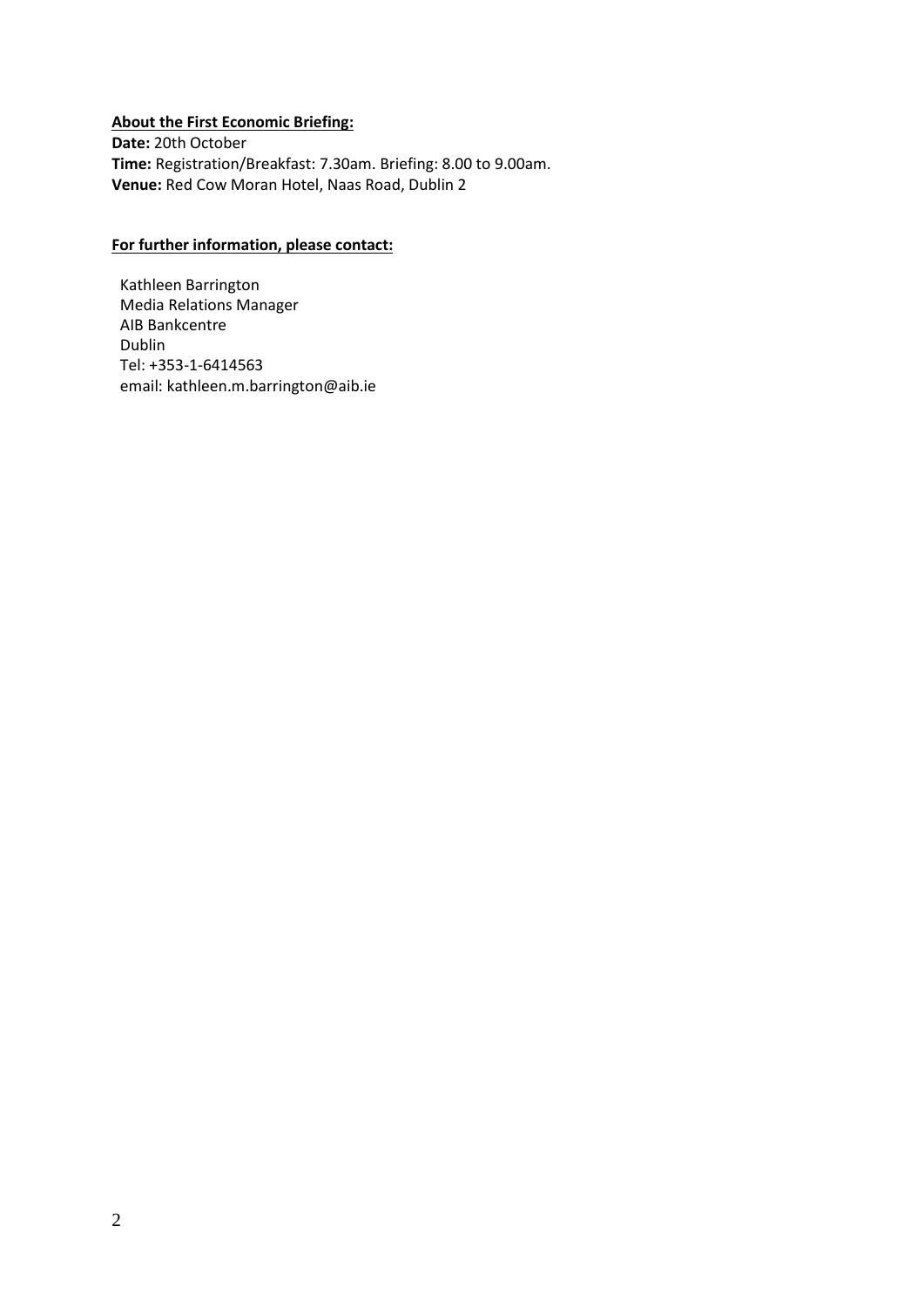**About the First Economic Briefing:**

**Date:** 20th October
**Time:** Registration/Breakfast: 7.30am. Briefing: 8.00 to 9.00am.
**Venue:** Red Cow Moran Hotel, Naas Road, Dublin 2

**For further information, please contact:**

Kathleen Barrington
Media Relations Manager
AIB Bankcentre
Dublin
Tel: +353-1-6414563
email: kathleen.m.barrington@aib.ie